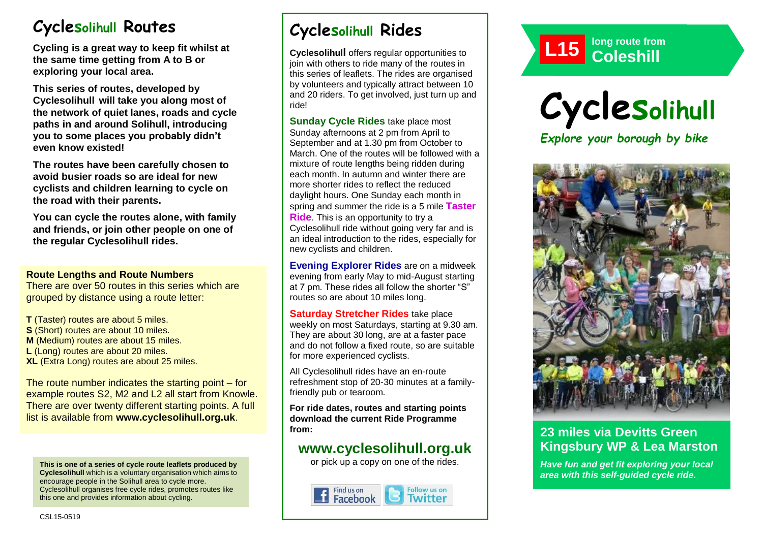# Cyclesolihull Routes

**Cycling is a great way to keep fit whilst at the same time getting from A to B or exploring your local area.**

**This series of routes, developed by Cyclesolihull will take you along most of the network of quiet lanes, roads and cycle paths in and around Solihull, introducing you to some places you probably didn't even know existed!**

**The routes have been carefully chosen to avoid busier roads so are ideal for new cyclists and children learning to cycle on the road with their parents.**

**You can cycle the routes alone, with family and friends, or join other people on one of the regular Cyclesolihull rides.**

**Route Lengths and Route Numbers**

There are over 50 routes in this series which are grouped by distance using a route letter:

**T** (Taster) routes are about 5 miles.
**S** (Short) routes are about 10 miles.
**M** (Medium) routes are about 15 miles.
**L** (Long) routes are about 20 miles.
**XL** (Extra Long) routes are about 25 miles.

The route number indicates the starting point – for example routes S2, M2 and L2 all start from Knowle. There are over twenty different starting points. A full list is available from **www.cyclesolihull.org.uk**.

**This is one of a series of cycle route leaflets produced by Cyclesolihull** which is a voluntary organisation which aims to encourage people in the Solihull area to cycle more. Cyclesolihull organises free cycle rides, promotes routes like this one and provides information about cycling.

CSL15-0519

# Cyclesolihull Rides

**Cyclesolihull** offers regular opportunities to join with others to ride many of the routes in this series of leaflets. The rides are organised by volunteers and typically attract between 10 and 20 riders. To get involved, just turn up and ride!

**Sunday Cycle Rides** take place most Sunday afternoons at 2 pm from April to September and at 1.30 pm from October to March. One of the routes will be followed with a mixture of route lengths being ridden during each month. In autumn and winter there are more shorter rides to reflect the reduced daylight hours. One Sunday each month in spring and summer the ride is a 5 mile **Taster Ride**. This is an opportunity to try a Cyclesolihull ride without going very far and is an ideal introduction to the rides, especially for new cyclists and children.

**Evening Explorer Rides** are on a midweek evening from early May to mid-August starting at 7 pm. These rides all follow the shorter "S" routes so are about 10 miles long.

**Saturday Stretcher Rides** take place weekly on most Saturdays, starting at 9.30 am. They are about 30 long, are at a faster pace and do not follow a fixed route, so are suitable for more experienced cyclists.

All Cyclesolihull rides have an en-route refreshment stop of 20-30 minutes at a family-friendly pub or tearoom.

**For ride dates, routes and starting points download the current Ride Programme from:**

## www.cyclesolihull.org.uk

or pick up a copy on one of the rides.

Find us on Facebook | Follow us on Twitter

**L15** long route from **Coleshill**

# Cyclesolihull

*Explore your borough by bike*

## 23 miles via Devitts Green Kingsbury WP & Lea Marston

***Have fun and get fit exploring your local area with this self-guided cycle ride.***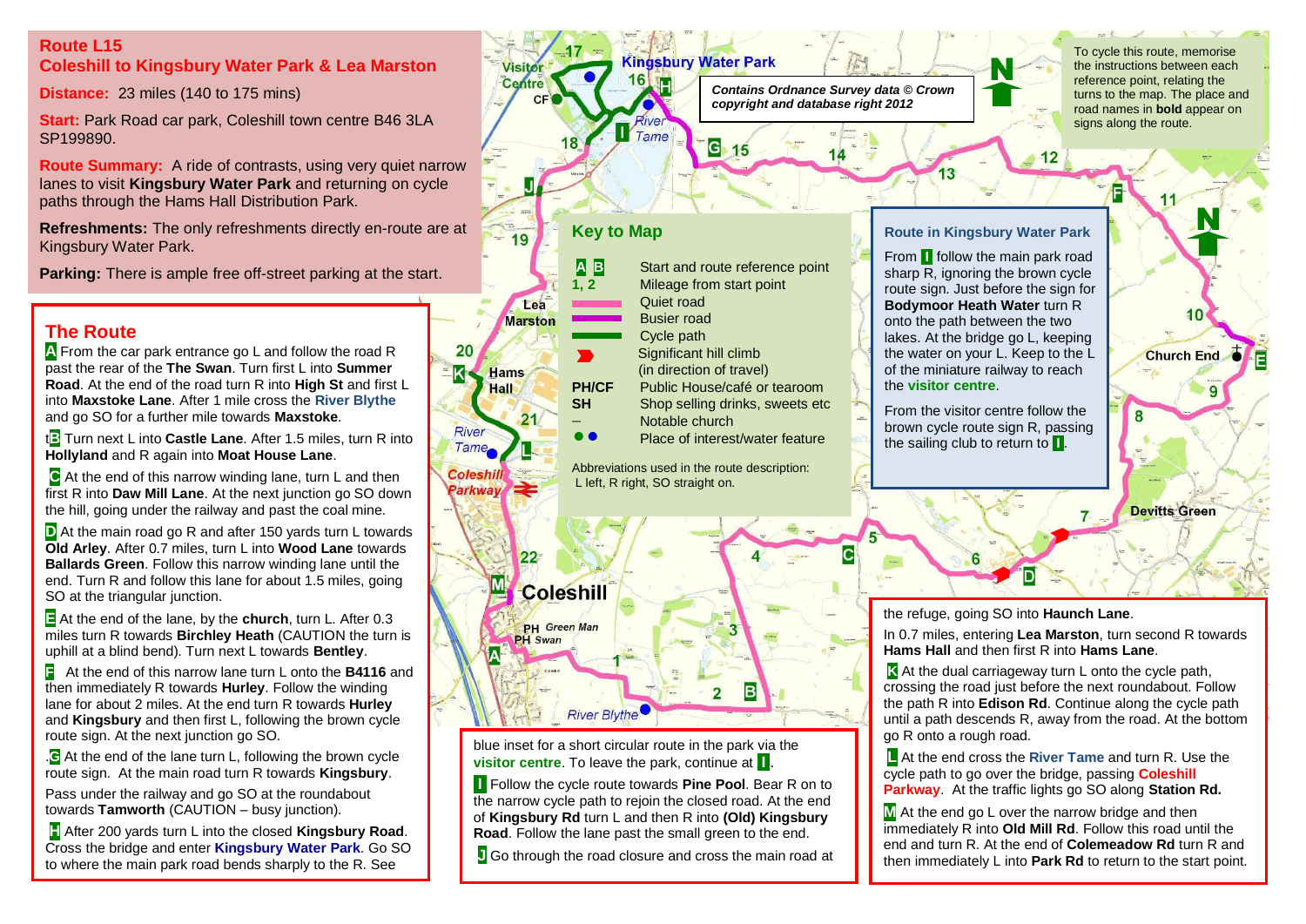# Route L15
## Coleshill to Kingsbury Water Park & Lea Marston

**Distance:** 23 miles (140 to 175 mins)

**Start:** Park Road car park, Coleshill town centre B46 3LA SP199890.

**Route Summary:** A ride of contrasts, using very quiet narrow lanes to visit **Kingsbury Water Park** and returning on cycle paths through the Hams Hall Distribution Park.

**Refreshments:** The only refreshments directly en-route are at Kingsbury Water Park.

**Parking:** There is ample free off-street parking at the start.

## The Route

**A** From the car park entrance go L and follow the road R past the rear of the **The Swan**. Turn first L into **Summer Road**. At the end of the road turn R into **High St** and first L into **Maxstoke Lane**. After 1 mile cross the **River Blythe** and go SO for a further mile towards **Maxstoke**.

**B** Turn next L into **Castle Lane**. After 1.5 miles, turn R into **Hollyland** and R again into **Moat House Lane**.

**C** At the end of this narrow winding lane, turn L and then first R into **Daw Mill Lane**. At the next junction go SO down the hill, going under the railway and past the coal mine.

**D** At the main road go R and after 150 yards turn L towards **Old Arley**. After 0.7 miles, turn L into **Wood Lane** towards **Ballards Green**. Follow this narrow winding lane until the end. Turn R and follow this lane for about 1.5 miles, going SO at the triangular junction.

**E** At the end of the lane, by the **church**, turn L. After 0.3 miles turn R towards **Birchley Heath** (CAUTION the turn is uphill at a blind bend). Turn next L towards **Bentley**.

**F** At the end of this narrow lane turn L onto the **B4116** and then immediately R towards **Hurley**. Follow the winding lane for about 2 miles. At the end turn R towards **Hurley** and **Kingsbury** and then first L, following the brown cycle route sign. At the next junction go SO.

**G** At the end of the lane turn L, following the brown cycle route sign. At the main road turn R towards **Kingsbury**.

Pass under the railway and go SO at the roundabout towards **Tamworth** (CAUTION – busy junction).

**H** After 200 yards turn L into the closed **Kingsbury Road**. Cross the bridge and enter **Kingsbury Water Park**. Go SO to where the main park road bends sharply to the R. See blue inset for a short circular route in the park via the **visitor centre**. To leave the park, continue at **I**.

**I** Follow the cycle route towards **Pine Pool**. Bear R on to the narrow cycle path to rejoin the closed road. At the end of **Kingsbury Rd** turn L and then R into **(Old) Kingsbury Road**. Follow the lane past the small green to the end.

**J** Go through the road closure and cross the main road at the refuge, going SO into **Haunch Lane**.

In 0.7 miles, entering **Lea Marston**, turn second R towards **Hams Hall** and then first R into **Hams Lane**.

**K** At the dual carriageway turn L onto the cycle path, crossing the road just before the next roundabout. Follow the path R into **Edison Rd**. Continue along the cycle path until a path descends R, away from the road. At the bottom go R onto a rough road.

**L** At the end go L over the narrow bridge and then cross the **River Tame** and turn R. Use the cycle path to go over the bridge, passing **Coleshill Parkway**. At the traffic lights go SO along **Station Rd.**

**M** At the end go L over the narrow bridge and then immediately R into **Old Mill Rd**. Follow this road until the end and turn R. At the end of **Colemeadow Rd** turn R and then immediately L into **Park Rd** to return to the start point.

### Route in Kingsbury Water Park

From **I** follow the main park road sharp R, ignoring the brown cycle route sign. Just before the sign for **Bodymoor Heath Water** turn R onto the path between the two lakes. At the bridge go L, keeping the water on your L. Keep to the L of the miniature railway to reach the **visitor centre**.

From the visitor centre follow the brown cycle route sign R, passing the sailing club to return to **I**.

To cycle this route, memorise the instructions between each reference point, relating the turns to the map. The place and road names in **bold** appear on signs along the route.

*Contains Ordnance Survey data © Crown copyright and database right 2012*

### Key to Map

| | |
|---|---|
| A B | Start and route reference point |
| 1, 2 | Mileage from start point |
| (pink line) | Quiet road |
| (purple line) | Busier road |
| (green line) | Cycle path |
| (red arrow) | Significant hill climb (in direction of travel) |
| PH/CF | Public House/café or tearoom |
| SH | Shop selling drinks, sweets etc |
| (cross) | Notable church |
| (dots) | Place of interest/water feature |

Abbreviations used in the route description: L left, R right, SO straight on.

Kingsbury Water Park
Visitor Centre
CF
River Tame
Lea Marston
Hams Hall
Coleshill Parkway
Coleshill
PH Green Man
PH Swan
River Blythe
Church End
Devitts Green